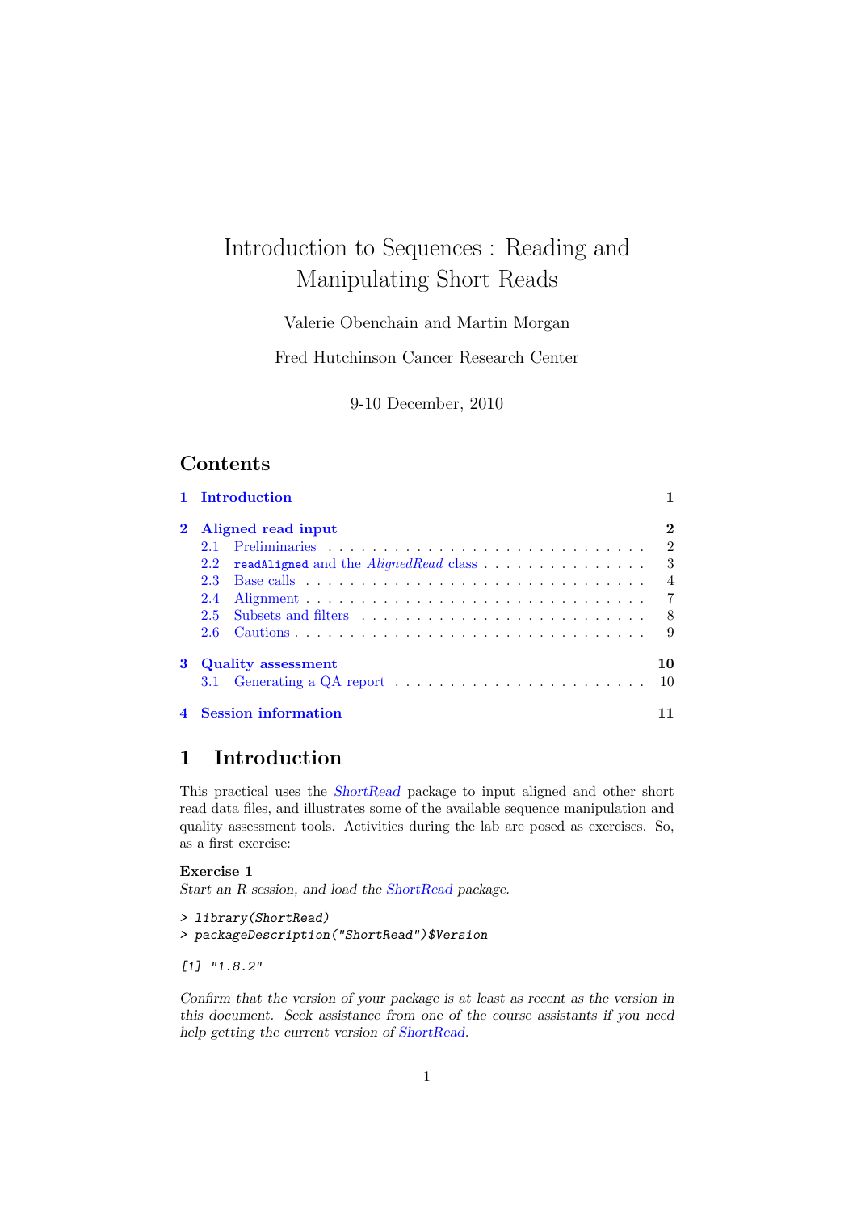# Introduction to Sequences : Reading and Manipulating Short Reads

Valerie Obenchain and Martin Morgan

Fred Hutchinson Cancer Research Center

9-10 December, 2010

## Contents

- 1 Introduction — 1
- 2 Aligned read input — 2
  - 2.1 Preliminaries — 2
  - 2.2 `readAligned` and the *AlignedRead* class — 3
  - 2.3 Base calls — 4
  - 2.4 Alignment — 7
  - 2.5 Subsets and filters — 8
  - 2.6 Cautions — 9
- 3 Quality assessment — 10
  - 3.1 Generating a QA report — 10
- 4 Session information — 11

## 1 Introduction

This practical uses the *ShortRead* package to input aligned and other short read data files, and illustrates some of the available sequence manipulation and quality assessment tools. Activities during the lab are posed as exercises. So, as a first exercise:

**Exercise 1**
*Start an R session, and load the ShortRead package.*

```
> library(ShortRead)
> packageDescription("ShortRead")$Version
```

```
[1] "1.8.2"
```

*Confirm that the version of your package is at least as recent as the version in this document. Seek assistance from one of the course assistants if you need help getting the current version of ShortRead.*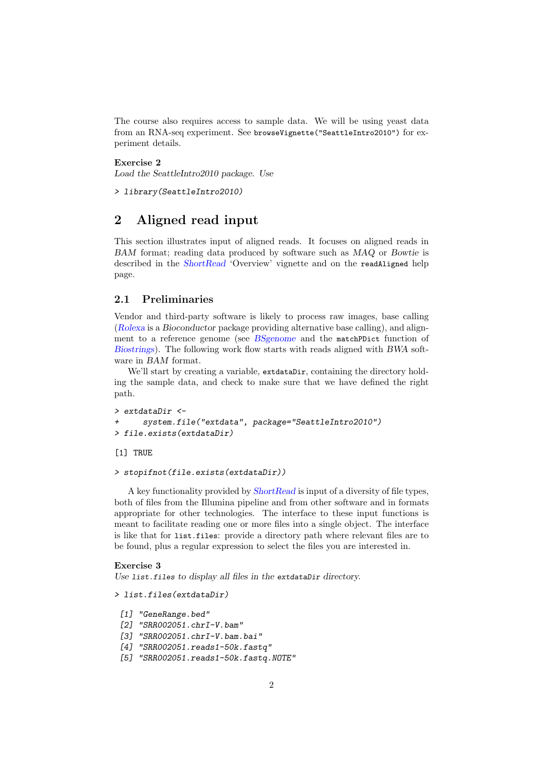The course also requires access to sample data. We will be using yeast data from an RNA-seq experiment. See `browseVignette("SeattleIntro2010")` for experiment details.

**Exercise 2**
*Load the SeattleIntro2010 package. Use*

```
> library(SeattleIntro2010)
```

## 2 Aligned read input

This section illustrates input of aligned reads. It focuses on aligned reads in *BAM* format; reading data produced by software such as *MAQ* or *Bowtie* is described in the *ShortRead* 'Overview' vignette and on the `readAligned` help page.

### 2.1 Preliminaries

Vendor and third-party software is likely to process raw images, base calling (*Rolexa* is a *Bioconductor* package providing alternative base calling), and alignment to a reference genome (see *BSgenome* and the `matchPDict` function of *Biostrings*). The following work flow starts with reads aligned with *BWA* software in *BAM* format.

We'll start by creating a variable, `extdataDir`, containing the directory holding the sample data, and check to make sure that we have defined the right path.

```
> extdataDir <-
+     system.file("extdata", package="SeattleIntro2010")
> file.exists(extdataDir)

[1] TRUE

> stopifnot(file.exists(extdataDir))
```

A key functionality provided by *ShortRead* is input of a diversity of file types, both of files from the Illumina pipeline and from other software and in formats appropriate for other technologies. The interface to these input functions is meant to facilitate reading one or more files into a single object. The interface is like that for `list.files`: provide a directory path where relevant files are to be found, plus a regular expression to select the files you are interested in.

**Exercise 3**
*Use* `list.files` *to display all files in the* `extdataDir` *directory.*

```
> list.files(extdataDir)

[1] "GeneRange.bed"
[2] "SRR002051.chrI-V.bam"
[3] "SRR002051.chrI-V.bam.bai"
[4] "SRR002051.reads1-50k.fastq"
[5] "SRR002051.reads1-50k.fastq.NOTE"
```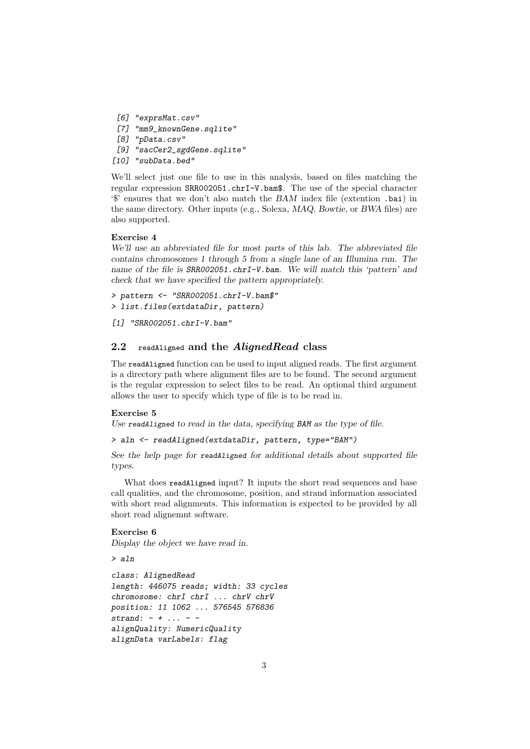```
 [6] "exprsMat.csv"
 [7] "mm9_knownGene.sqlite"
 [8] "pData.csv"
 [9] "sacCer2_sgdGene.sqlite"
[10] "subData.bed"
```

We'll select just one file to use in this analysis, based on files matching the regular expression `SRR002051.chrI-V.bam$`. The use of the special character '$' ensures that we don't also match the *BAM* index file (extention `.bai`) in the same directory. Other inputs (e.g., Solexa, *MAQ*, *Bowtie*, or *BWA* files) are also supported.

**Exercise 4**

*We'll use an abbreviated file for most parts of this lab. The abbreviated file contains chromosomes 1 through 5 from a single lane of an Illumina run. The name of the file is `SRR002051.chrI-V.bam`. We will match this 'pattern' and check that we have specified the pattern appropriately.*

```
> pattern <- "SRR002051.chrI-V.bam$"
> list.files(extdataDir, pattern)

[1] "SRR002051.chrI-V.bam"
```

## 2.2 `readAligned` and the *AlignedRead* class

The `readAligned` function can be used to input aligned reads. The first argument is a directory path where alignment files are to be found. The second argument is the regular expression to select files to be read. An optional third argument allows the user to specify which type of file is to be read in.

**Exercise 5**

*Use `readAligned` to read in the data, specifying `BAM` as the type of file.*

```
> aln <- readAligned(extdataDir, pattern, type="BAM")
```

*See the help page for `readAligned` for additional details about supported file types.*

What does `readAligned` input? It inputs the short read sequences and base call qualities, and the chromosome, position, and strand information associated with short read alignments. This information is expected to be provided by all short read alignemnt software.

**Exercise 6**

*Display the object we have read in.*

```
> aln

class: AlignedRead
length: 446075 reads; width: 33 cycles
chromosome: chrI chrI ... chrV chrV
position: 11 1062 ... 576545 576836
strand: - + ... - -
alignQuality: NumericQuality
alignData varLabels: flag
```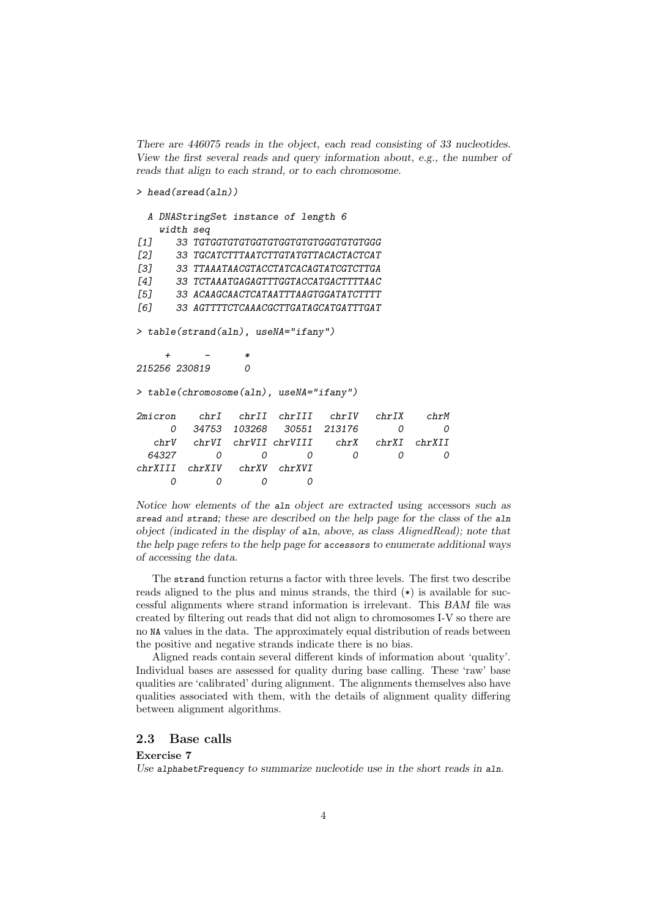*There are 446075 reads in the object, each read consisting of 33 nucleotides. View the first several reads and query information about, e.g., the number of reads that align to each strand, or to each chromosome.*

```
> head(sread(aln))

  A DNAStringSet instance of length 6
    width seq
[1]    33 TGTGGTGTGTGGTGTGGTGTGTGGGTGTGTGGG
[2]    33 TGCATCTTTAATCTTGTATGTTACACTACTCAT
[3]    33 TTAAATAACGTACCTATCACAGTATCGTCTTGA
[4]    33 TCTAAATGAGAGTTTGGTACCATGACTTTTAAC
[5]    33 ACAAGCAACTCATAATTTAAGTGGATATCTTTT
[6]    33 AGTTTTCTCAAACGCTTGATAGCATGATTTGAT

> table(strand(aln), useNA="ifany")

     +      -      *
215256 230819      0

> table(chromosome(aln), useNA="ifany")

2micron    chrI   chrII  chrIII    chrIV    chrIX    chrM
      0   34753  103268   30551   213176        0       0
   chrV   chrVI  chrVII chrVIII     chrX    chrXI  chrXII
  64327       0       0       0        0        0       0
chrXIII  chrXIV   chrXV  chrXVI
      0       0       0       0
```

*Notice how elements of the* `aln` *object are extracted using* accessors *such as* `sread` *and* `strand`*; these are described on the help page for the class of the* `aln` *object (indicated in the display of* `aln`*, above, as class AlignedRead); note that the help page refers to the help page for* `accessors` *to enumerate additional ways of accessing the data.*

The `strand` function returns a factor with three levels. The first two describe reads aligned to the plus and minus strands, the third (*) is available for successful alignments where strand information is irrelevant. This *BAM* file was created by filtering out reads that did not align to chromosomes I-V so there are no `NA` values in the data. The approximately equal distribution of reads between the positive and negative strands indicate there is no bias.

Aligned reads contain several different kinds of information about 'quality'. Individual bases are assessed for quality during base calling. These 'raw' base qualities are 'calibrated' during alignment. The alignments themselves also have qualities associated with them, with the details of alignment quality differing between alignment algorithms.

## 2.3 Base calls

**Exercise 7**

*Use* `alphabetFrequency` *to summarize nucleotide use in the short reads in* `aln`*.*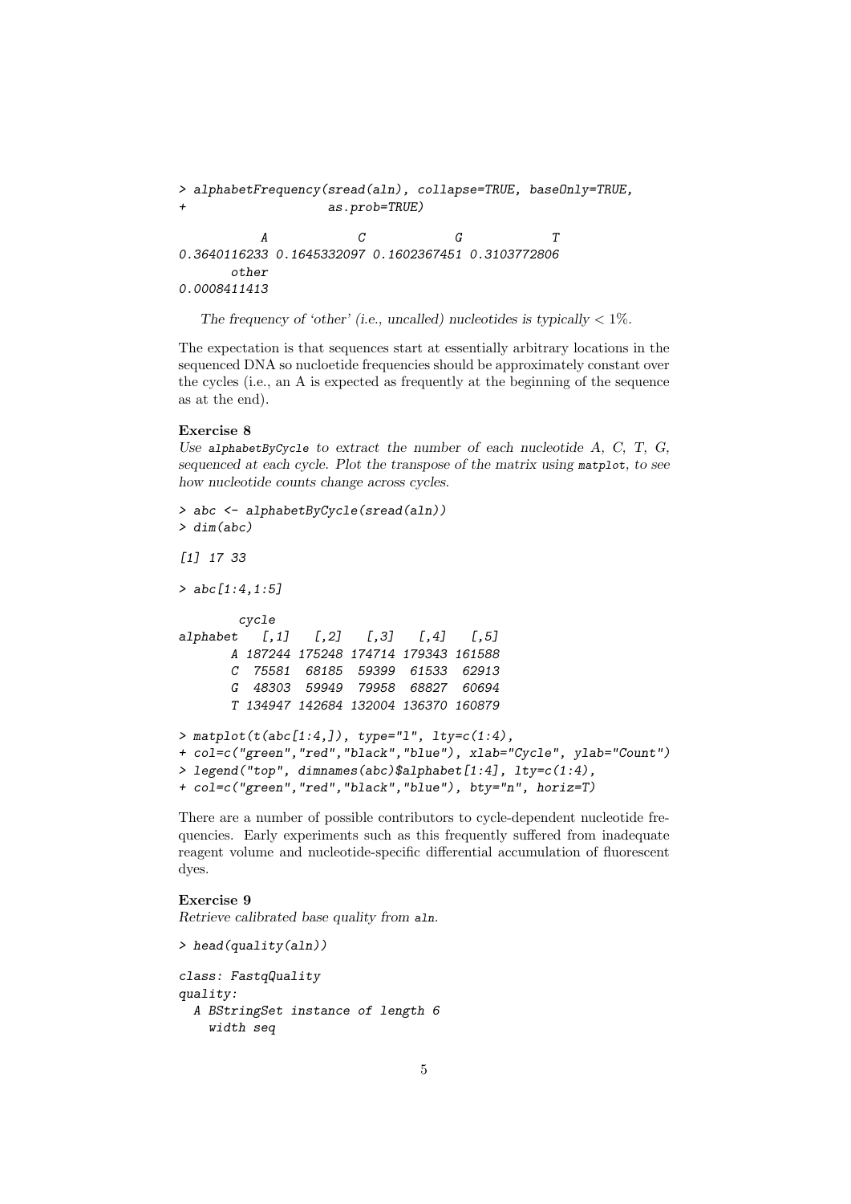```
> alphabetFrequency(sread(aln), collapse=TRUE, baseOnly=TRUE,
+                   as.prob=TRUE)

           A            C            G            T 
0.3640116233 0.1645332097 0.1602367451 0.3103772806 
       other 
0.0008411413 
```

*The frequency of 'other' (i.e., uncalled) nucleotides is typically < 1%.*

The expectation is that sequences start at essentially arbitrary locations in the sequenced DNA so nucleotide frequencies should be approximately constant over the cycles (i.e., an A is expected as frequently at the beginning of the sequence as at the end).

**Exercise 8**

*Use* `alphabetByCycle` *to extract the number of each nucleotide A, C, T, G, sequenced at each cycle. Plot the transpose of the matrix using* `matplot`*, to see how nucleotide counts change across cycles.*

```
> abc <- alphabetByCycle(sread(aln))
> dim(abc)

[1] 17 33

> abc[1:4,1:5]

        cycle
alphabet   [,1]   [,2]   [,3]   [,4]   [,5]
       A 187244 175248 174714 179343 161588
       C  75581  68185  59399  61533  62913
       G  48303  59949  79958  68827  60694
       T 134947 142684 132004 136370 160879

> matplot(t(abc[1:4,]), type="l", lty=c(1:4),
+ col=c("green","red","black","blue"), xlab="Cycle", ylab="Count")
> legend("top", dimnames(abc)$alphabet[1:4], lty=c(1:4),
+ col=c("green","red","black","blue"), bty="n", horiz=T)
```

There are a number of possible contributors to cycle-dependent nucleotide frequencies. Early experiments such as this frequently suffered from inadequate reagent volume and nucleotide-specific differential accumulation of fluorescent dyes.

**Exercise 9**

*Retrieve calibrated base quality from* `aln`*.*

```
> head(quality(aln))

class: FastqQuality
quality:
  A BStringSet instance of length 6
    width seq
```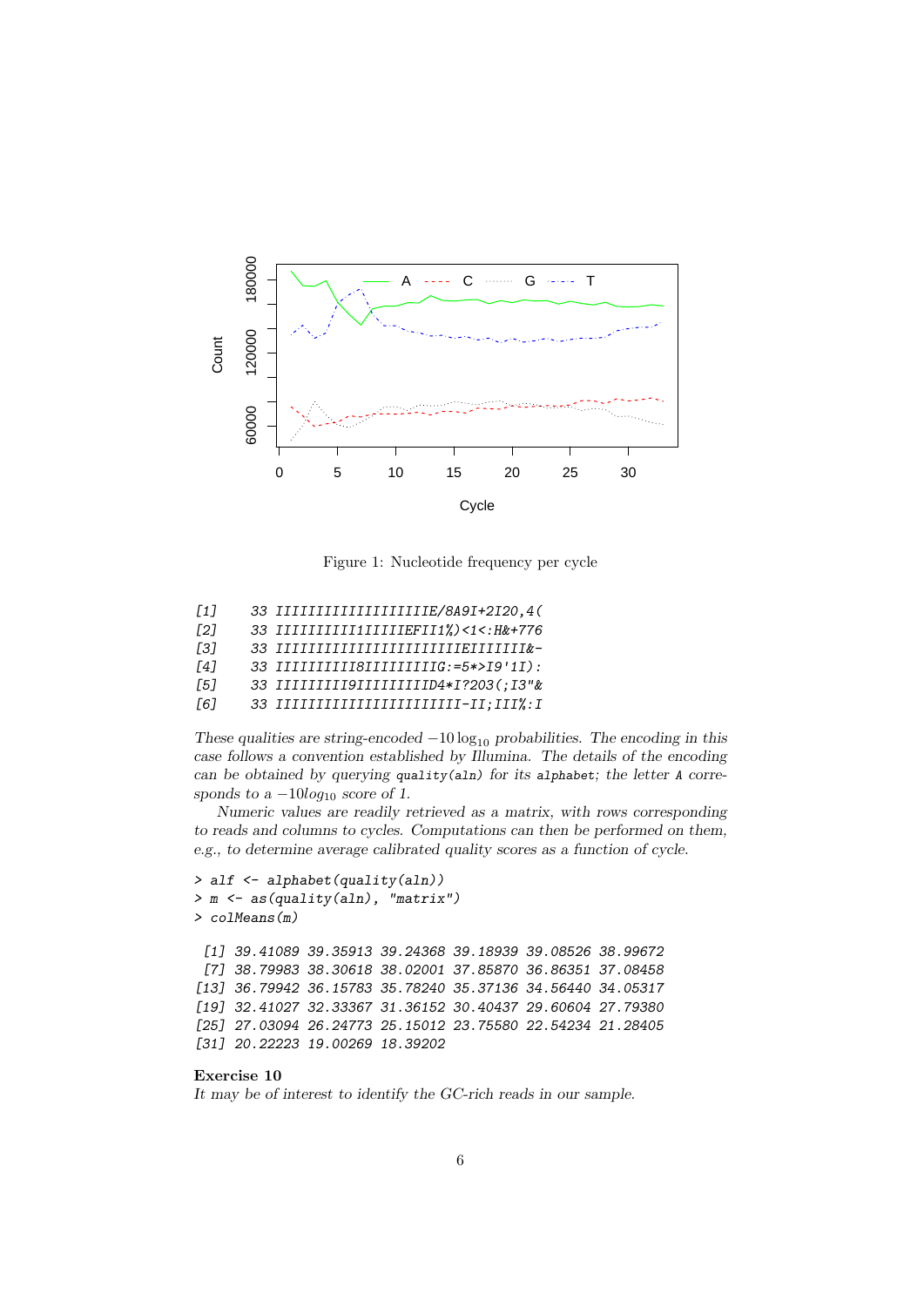Figure 1: Nucleotide frequency per cycle

```
[1]     33 IIIIIIIIIIIIIIIIIIIIE/8A9I+2I20,4(
[2]     33 IIIIIIIIII1IIIIIEFII1%)<1<:H&+776
[3]     33 IIIIIIIIIIIIIIIIIIIIIIIIIEIIIIIII&-
[4]     33 IIIIIIIIII8IIIIIIIIIG:=5*>I9'1I):
[5]     33 IIIIIIIII9IIIIIIIIID4*I?203(;I3"&
[6]     33 IIIIIIIIIIIIIIIIIIIIIIII-II;III%:I
```

*These qualities are string-encoded $-10\log_{10}$ probabilities. The encoding in this case follows a convention established by Illumina. The details of the encoding can be obtained by querying* `quality(aln)` *for its* `alphabet`*; the letter* `A` *corresponds to a $-10log_{10}$ score of 1.*

*Numeric values are readily retrieved as a matrix, with rows corresponding to reads and columns to cycles. Computations can then be performed on them, e.g., to determine average calibrated quality scores as a function of cycle.*

```
> alf <- alphabet(quality(aln))
> m <- as(quality(aln), "matrix")
> colMeans(m)
```

```
 [1] 39.41089 39.35913 39.24368 39.18939 39.08526 38.99672
 [7] 38.79983 38.30618 38.02001 37.85870 36.86351 37.08458
[13] 36.79942 36.15783 35.78240 35.37136 34.56440 34.05317
[19] 32.41027 32.33367 31.36152 30.40437 29.60604 27.79380
[25] 27.03094 26.24773 25.15012 23.75580 22.54234 21.28405
[31] 20.22223 19.00269 18.39202
```

**Exercise 10**

*It may be of interest to identify the GC-rich reads in our sample.*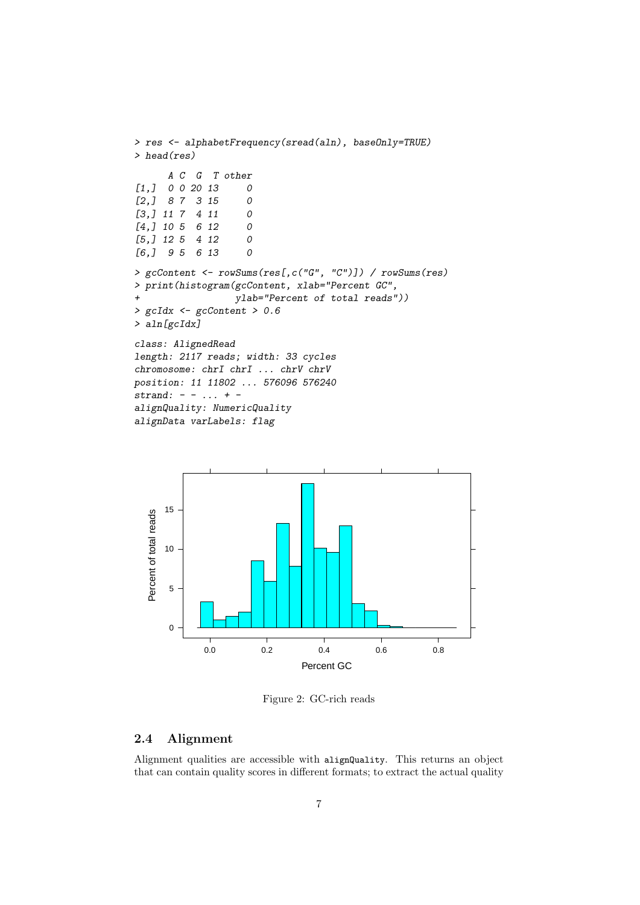```
> res <- alphabetFrequency(sread(aln), baseOnly=TRUE)
> head(res)

      A C  G  T other
[1,]  0 0 20 13     0
[2,]  8 7  3 15     0
[3,] 11 7  4 11     0
[4,] 10 5  6 12     0
[5,] 12 5  4 12     0
[6,]  9 5  6 13     0

> gcContent <- rowSums(res[,c("G", "C")]) / rowSums(res)
> print(histogram(gcContent, xlab="Percent GC",
+                 ylab="Percent of total reads"))
> gcIdx <- gcContent > 0.6
> aln[gcIdx]

class: AlignedRead
length: 2117 reads; width: 33 cycles
chromosome: chrI chrI ... chrV chrV
position: 11 11802 ... 576096 576240
strand: - - ... + -
alignQuality: NumericQuality
alignData varLabels: flag
```

Figure 2: GC-rich reads

## 2.4 Alignment

Alignment qualities are accessible with `alignQuality`. This returns an object that can contain quality scores in different formats; to extract the actual quality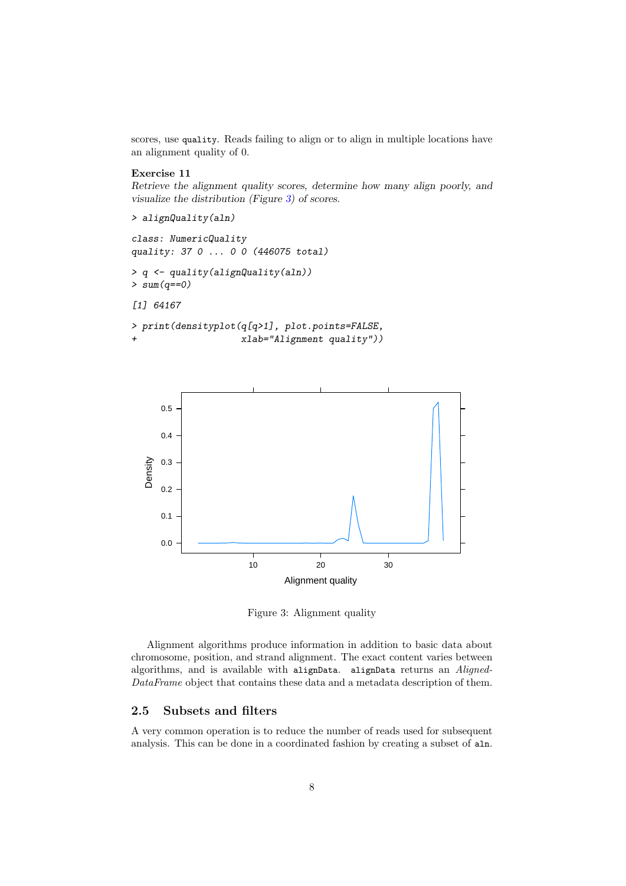scores, use `quality`. Reads failing to align or to align in multiple locations have an alignment quality of 0.

**Exercise 11**

*Retrieve the alignment quality scores, determine how many align poorly, and visualize the distribution (Figure 3) of scores.*

```
> alignQuality(aln)

class: NumericQuality
quality: 37 0 ... 0 0 (446075 total)

> q <- quality(alignQuality(aln))
> sum(q==0)

[1] 64167

> print(densityplot(q[q>1], plot.points=FALSE,
+                   xlab="Alignment quality"))
```

Figure 3: Alignment quality

Alignment algorithms produce information in addition to basic data about chromosome, position, and strand alignment. The exact content varies between algorithms, and is available with `alignData`. `alignData` returns an *AlignedDataFrame* object that contains these data and a metadata description of them.

### 2.5 Subsets and filters

A very common operation is to reduce the number of reads used for subsequent analysis. This can be done in a coordinated fashion by creating a subset of `aln`.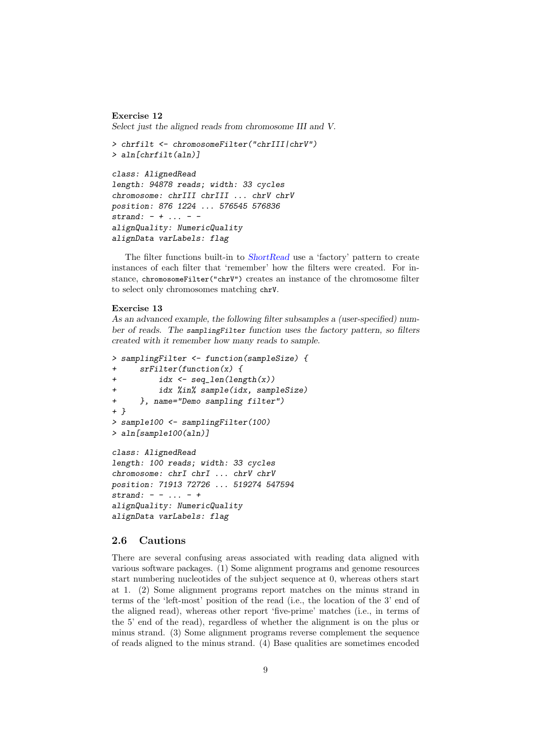**Exercise 12**

*Select just the aligned reads from chromosome III and V.*

```
> chrfilt <- chromosomeFilter("chrIII|chrV")
> aln[chrfilt(aln)]

class: AlignedRead
length: 94878 reads; width: 33 cycles
chromosome: chrIII chrIII ... chrV chrV
position: 876 1224 ... 576545 576836
strand: - + ... - -
alignQuality: NumericQuality
alignData varLabels: flag
```

The filter functions built-in to *ShortRead* use a 'factory' pattern to create instances of each filter that 'remember' how the filters were created. For instance, `chromosomeFilter("chrV")` creates an instance of the chromosome filter to select only chromosomes matching `chrV`.

**Exercise 13**

*As an advanced example, the following filter subsamples a (user-specified) number of reads. The `samplingFilter` function uses the factory pattern, so filters created with it remember how many reads to sample.*

```
> samplingFilter <- function(sampleSize) {
+     srFilter(function(x) {
+         idx <- seq_len(length(x))
+         idx %in% sample(idx, sampleSize)
+     }, name="Demo sampling filter")
+ }
> sample100 <- samplingFilter(100)
> aln[sample100(aln)]

class: AlignedRead
length: 100 reads; width: 33 cycles
chromosome: chrI chrI ... chrV chrV
position: 71913 72726 ... 519274 547594
strand: - - ... - +
alignQuality: NumericQuality
alignData varLabels: flag
```

## 2.6 Cautions

There are several confusing areas associated with reading data aligned with various software packages. (1) Some alignment programs and genome resources start numbering nucleotides of the subject sequence at 0, whereas others start at 1. (2) Some alignment programs report matches on the minus strand in terms of the 'left-most' position of the read (i.e., the location of the 3' end of the aligned read), whereas other report 'five-prime' matches (i.e., in terms of the 5' end of the read), regardless of whether the alignment is on the plus or minus strand. (3) Some alignment programs reverse complement the sequence of reads aligned to the minus strand. (4) Base qualities are sometimes encoded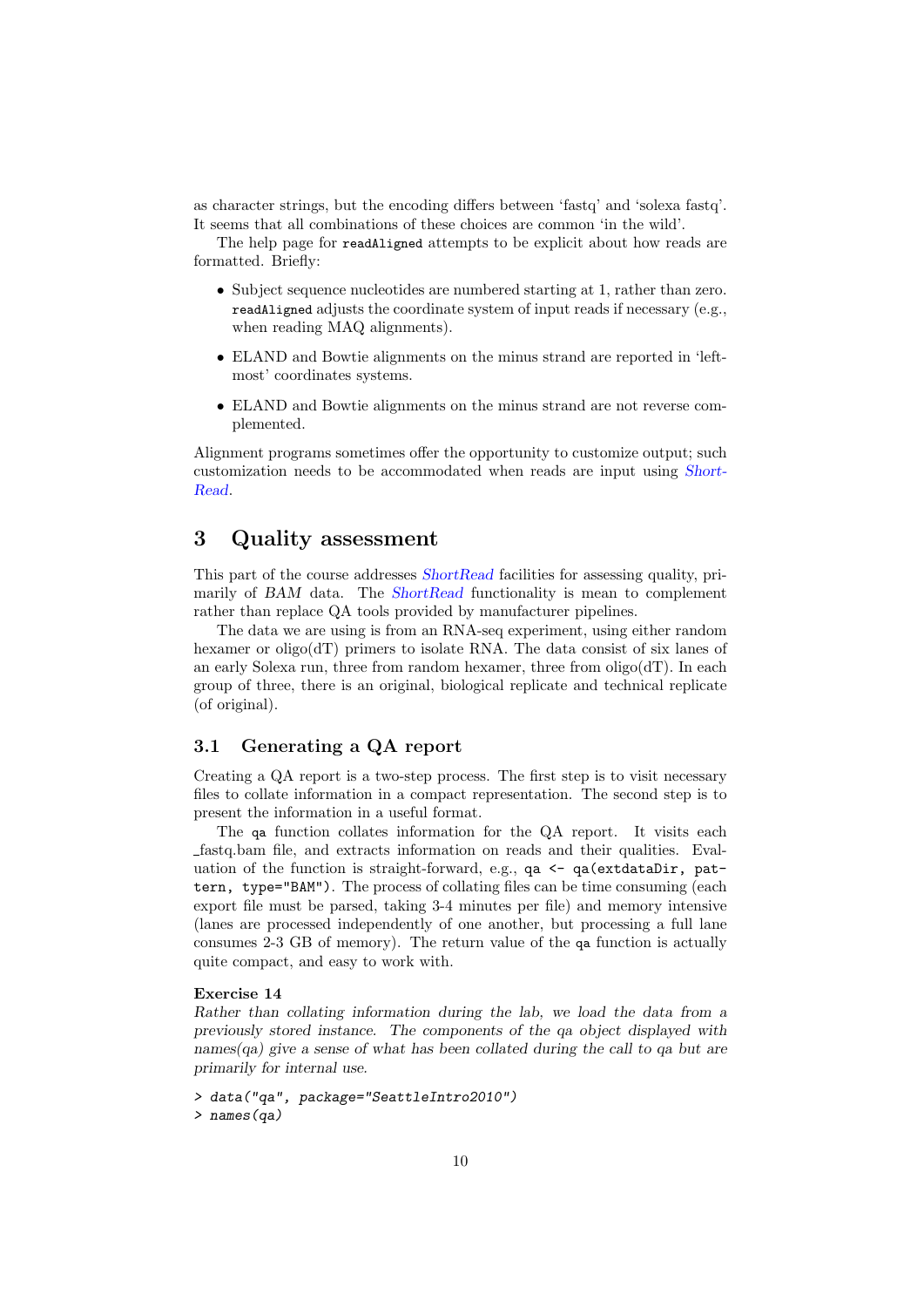as character strings, but the encoding differs between 'fastq' and 'solexa fastq'. It seems that all combinations of these choices are common 'in the wild'.

The help page for `readAligned` attempts to be explicit about how reads are formatted. Briefly:

- Subject sequence nucleotides are numbered starting at 1, rather than zero. `readAligned` adjusts the coordinate system of input reads if necessary (e.g., when reading MAQ alignments).
- ELAND and Bowtie alignments on the minus strand are reported in 'left-most' coordinates systems.
- ELAND and Bowtie alignments on the minus strand are not reverse complemented.

Alignment programs sometimes offer the opportunity to customize output; such customization needs to be accommodated when reads are input using *ShortRead*.

# 3 Quality assessment

This part of the course addresses *ShortRead* facilities for assessing quality, primarily of *BAM* data. The *ShortRead* functionality is mean to complement rather than replace QA tools provided by manufacturer pipelines.

The data we are using is from an RNA-seq experiment, using either random hexamer or oligo(dT) primers to isolate RNA. The data consist of six lanes of an early Solexa run, three from random hexamer, three from oligo(dT). In each group of three, there is an original, biological replicate and technical replicate (of original).

## 3.1 Generating a QA report

Creating a QA report is a two-step process. The first step is to visit necessary files to collate information in a compact representation. The second step is to present the information in a useful format.

The `qa` function collates information for the QA report. It visits each _fastq.bam file, and extracts information on reads and their qualities. Evaluation of the function is straight-forward, e.g., `qa <- qa(extdataDir, pattern, type="BAM")`. The process of collating files can be time consuming (each export file must be parsed, taking 3-4 minutes per file) and memory intensive (lanes are processed independently of one another, but processing a full lane consumes 2-3 GB of memory). The return value of the `qa` function is actually quite compact, and easy to work with.

**Exercise 14**

*Rather than collating information during the lab, we load the data from a previously stored instance. The components of the qa object displayed with names(qa) give a sense of what has been collated during the call to qa but are primarily for internal use.*

```
> data("qa", package="SeattleIntro2010")
> names(qa)
```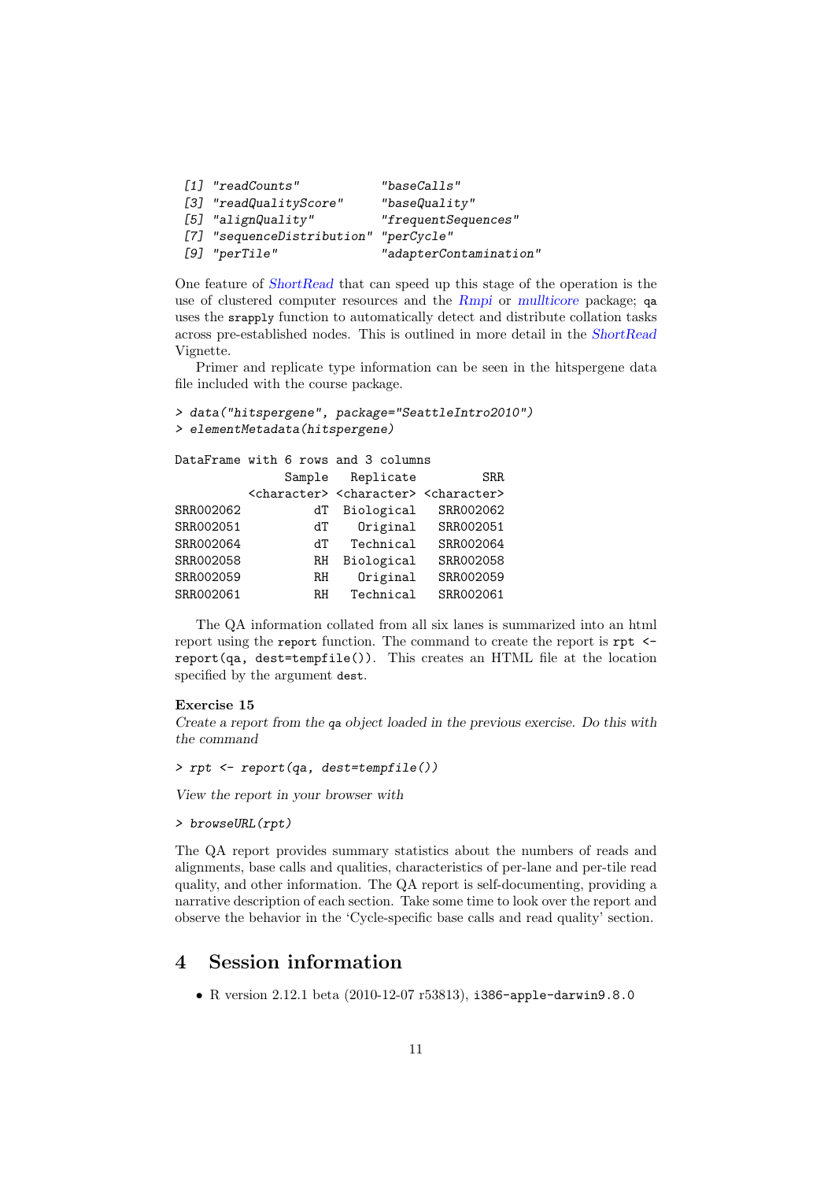```
[1] "readCounts"           "baseCalls"
[3] "readQualityScore"     "baseQuality"
[5] "alignQuality"         "frequentSequences"
[7] "sequenceDistribution" "perCycle"
[9] "perTile"              "adapterContamination"
```

One feature of *ShortRead* that can speed up this stage of the operation is the use of clustered computer resources and the *Rmpi* or *mullticore* package; `qa` uses the `srapply` function to automatically detect and distribute collation tasks across pre-established nodes. This is outlined in more detail in the *ShortRead* Vignette.

Primer and replicate type information can be seen in the hitspergene data file included with the course package.

```
> data("hitspergene", package="SeattleIntro2010")
> elementMetadata(hitspergene)
```

```
DataFrame with 6 rows and 3 columns
                Sample   Replicate         SRR
           <character> <character> <character>
SRR002062           dT  Biological   SRR002062
SRR002051           dT    Original   SRR002051
SRR002064           dT   Technical   SRR002064
SRR002058           RH  Biological   SRR002058
SRR002059           RH    Original   SRR002059
SRR002061           RH   Technical   SRR002061
```

The QA information collated from all six lanes is summarized into an html report using the `report` function. The command to create the report is `rpt <- report(qa, dest=tempfile())`. This creates an HTML file at the location specified by the argument `dest`.

**Exercise 15**

*Create a report from the `qa` object loaded in the previous exercise. Do this with the command*

```
> rpt <- report(qa, dest=tempfile())
```

*View the report in your browser with*

```
> browseURL(rpt)
```

The QA report provides summary statistics about the numbers of reads and alignments, base calls and qualities, characteristics of per-lane and per-tile read quality, and other information. The QA report is self-documenting, providing a narrative description of each section. Take some time to look over the report and observe the behavior in the 'Cycle-specific base calls and read quality' section.

# 4 Session information

- R version 2.12.1 beta (2010-12-07 r53813), `i386-apple-darwin9.8.0`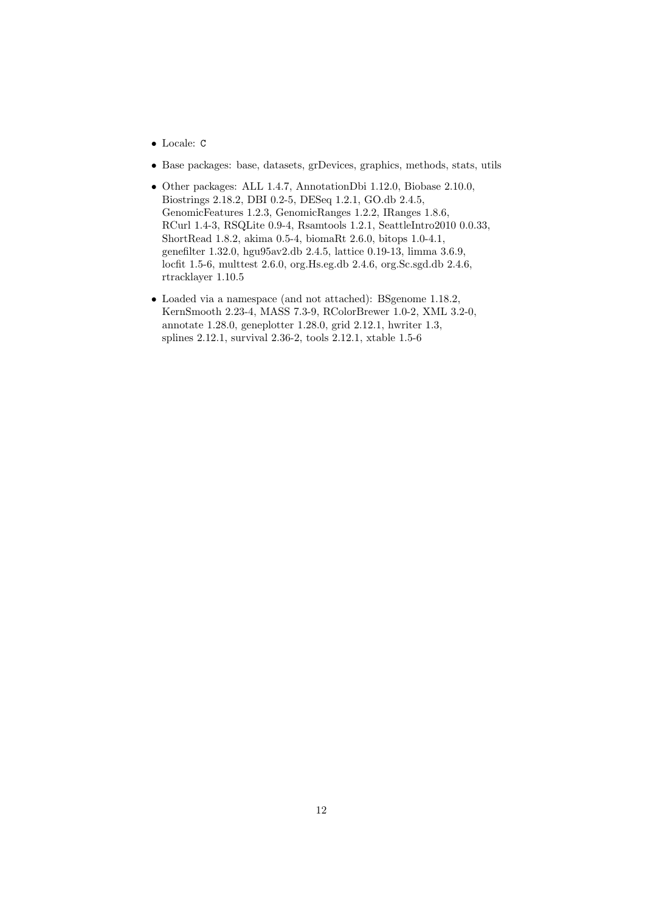- Locale: `C`
- Base packages: base, datasets, grDevices, graphics, methods, stats, utils
- Other packages: ALL 1.4.7, AnnotationDbi 1.12.0, Biobase 2.10.0, Biostrings 2.18.2, DBI 0.2-5, DESeq 1.2.1, GO.db 2.4.5, GenomicFeatures 1.2.3, GenomicRanges 1.2.2, IRanges 1.8.6, RCurl 1.4-3, RSQLite 0.9-4, Rsamtools 1.2.1, SeattleIntro2010 0.0.33, ShortRead 1.8.2, akima 0.5-4, biomaRt 2.6.0, bitops 1.0-4.1, genefilter 1.32.0, hgu95av2.db 2.4.5, lattice 0.19-13, limma 3.6.9, locfit 1.5-6, multtest 2.6.0, org.Hs.eg.db 2.4.6, org.Sc.sgd.db 2.4.6, rtracklayer 1.10.5
- Loaded via a namespace (and not attached): BSgenome 1.18.2, KernSmooth 2.23-4, MASS 7.3-9, RColorBrewer 1.0-2, XML 3.2-0, annotate 1.28.0, geneplotter 1.28.0, grid 2.12.1, hwriter 1.3, splines 2.12.1, survival 2.36-2, tools 2.12.1, xtable 1.5-6